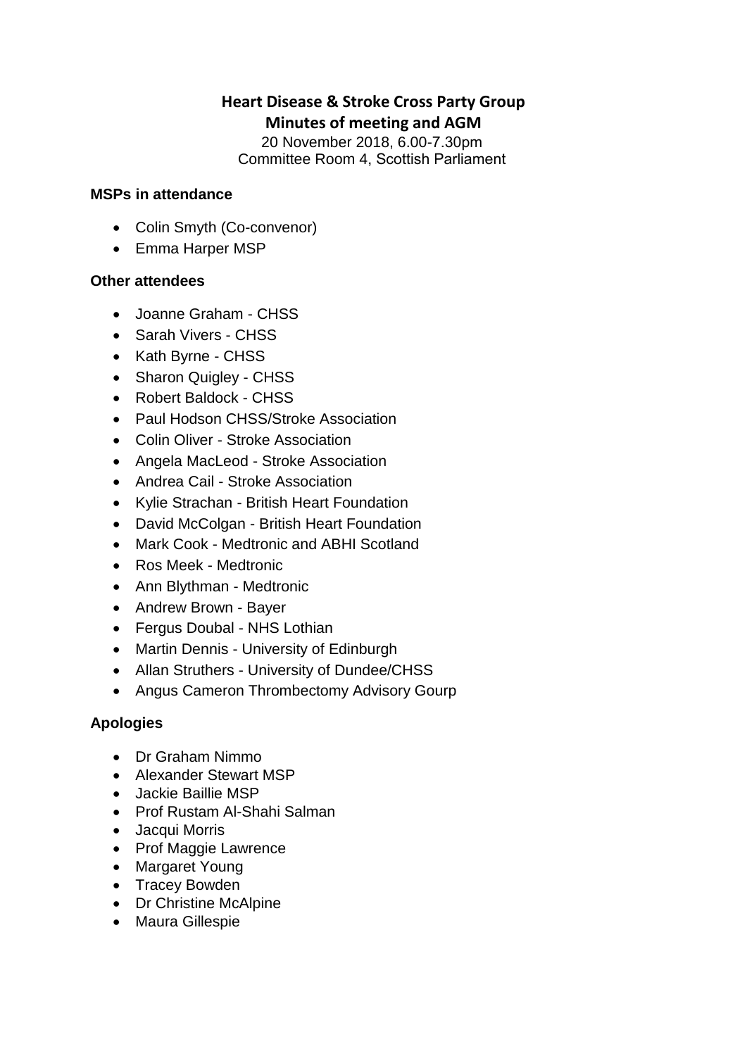# Heart Disease & Stroke Cross Party Group
## Minutes of meeting and AGM

20 November 2018, 6.00-7.30pm
Committee Room 4, Scottish Parliament

**MSPs in attendance**

- Colin Smyth (Co-convenor)
- Emma Harper MSP

**Other attendees**

- Joanne Graham - CHSS
- Sarah Vivers - CHSS
- Kath Byrne - CHSS
- Sharon Quigley - CHSS
- Robert Baldock - CHSS
- Paul Hodson CHSS/Stroke Association
- Colin Oliver - Stroke Association
- Angela MacLeod - Stroke Association
- Andrea Cail - Stroke Association
- Kylie Strachan - British Heart Foundation
- David McColgan - British Heart Foundation
- Mark Cook - Medtronic and ABHI Scotland
- Ros Meek - Medtronic
- Ann Blythman - Medtronic
- Andrew Brown - Bayer
- Fergus Doubal - NHS Lothian
- Martin Dennis - University of Edinburgh
- Allan Struthers - University of Dundee/CHSS
- Angus Cameron Thrombectomy Advisory Gourp

**Apologies**

- Dr Graham Nimmo
- Alexander Stewart MSP
- Jackie Baillie MSP
- Prof Rustam Al-Shahi Salman
- Jacqui Morris
- Prof Maggie Lawrence
- Margaret Young
- Tracey Bowden
- Dr Christine McAlpine
- Maura Gillespie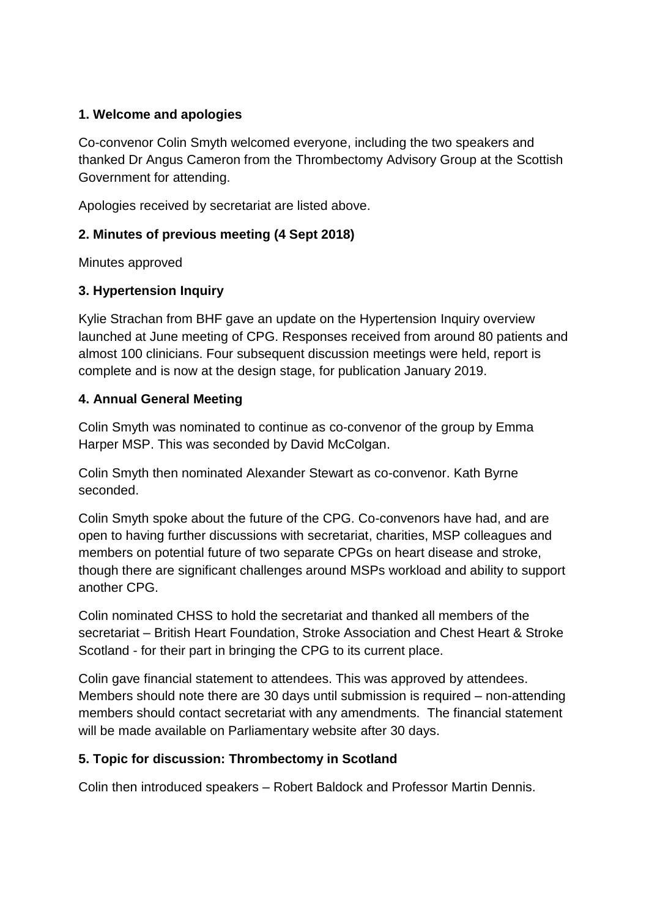**1. Welcome and apologies**

Co-convenor Colin Smyth welcomed everyone, including the two speakers and thanked Dr Angus Cameron from the Thrombectomy Advisory Group at the Scottish Government for attending.

Apologies received by secretariat are listed above.

**2. Minutes of previous meeting (4 Sept 2018)**

Minutes approved

**3. Hypertension Inquiry**

Kylie Strachan from BHF gave an update on the Hypertension Inquiry overview launched at June meeting of CPG. Responses received from around 80 patients and almost 100 clinicians. Four subsequent discussion meetings were held, report is complete and is now at the design stage, for publication January 2019.

**4. Annual General Meeting**

Colin Smyth was nominated to continue as co-convenor of the group by Emma Harper MSP. This was seconded by David McColgan.

Colin Smyth then nominated Alexander Stewart as co-convenor. Kath Byrne seconded.

Colin Smyth spoke about the future of the CPG. Co-convenors have had, and are open to having further discussions with secretariat, charities, MSP colleagues and members on potential future of two separate CPGs on heart disease and stroke, though there are significant challenges around MSPs workload and ability to support another CPG.

Colin nominated CHSS to hold the secretariat and thanked all members of the secretariat – British Heart Foundation, Stroke Association and Chest Heart & Stroke Scotland - for their part in bringing the CPG to its current place.

Colin gave financial statement to attendees. This was approved by attendees. Members should note there are 30 days until submission is required – non-attending members should contact secretariat with any amendments. The financial statement will be made available on Parliamentary website after 30 days.

**5. Topic for discussion: Thrombectomy in Scotland**

Colin then introduced speakers – Robert Baldock and Professor Martin Dennis.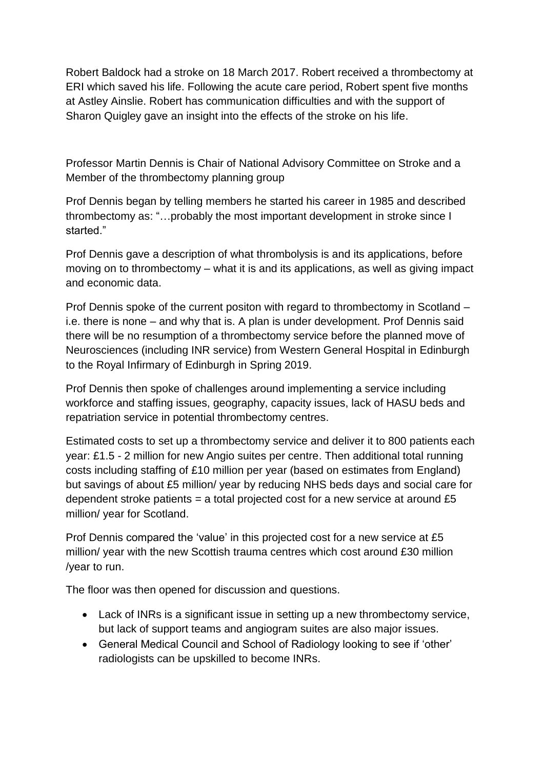Robert Baldock had a stroke on 18 March 2017. Robert received a thrombectomy at ERI which saved his life. Following the acute care period, Robert spent five months at Astley Ainslie. Robert has communication difficulties and with the support of Sharon Quigley gave an insight into the effects of the stroke on his life.

Professor Martin Dennis is Chair of National Advisory Committee on Stroke and a Member of the thrombectomy planning group

Prof Dennis began by telling members he started his career in 1985 and described thrombectomy as: "…probably the most important development in stroke since I started."

Prof Dennis gave a description of what thrombolysis is and its applications, before moving on to thrombectomy – what it is and its applications, as well as giving impact and economic data.

Prof Dennis spoke of the current positon with regard to thrombectomy in Scotland – i.e. there is none – and why that is. A plan is under development. Prof Dennis said there will be no resumption of a thrombectomy service before the planned move of Neurosciences (including INR service) from Western General Hospital in Edinburgh to the Royal Infirmary of Edinburgh in Spring 2019.

Prof Dennis then spoke of challenges around implementing a service including workforce and staffing issues, geography, capacity issues, lack of HASU beds and repatriation service in potential thrombectomy centres.

Estimated costs to set up a thrombectomy service and deliver it to 800 patients each year: £1.5 - 2 million for new Angio suites per centre. Then additional total running costs including staffing of £10 million per year (based on estimates from England) but savings of about £5 million/ year by reducing NHS beds days and social care for dependent stroke patients = a total projected cost for a new service at around £5 million/ year for Scotland.

Prof Dennis compared the 'value' in this projected cost for a new service at £5 million/ year with the new Scottish trauma centres which cost around £30 million /year to run.

The floor was then opened for discussion and questions.

- Lack of INRs is a significant issue in setting up a new thrombectomy service, but lack of support teams and angiogram suites are also major issues.
- General Medical Council and School of Radiology looking to see if 'other' radiologists can be upskilled to become INRs.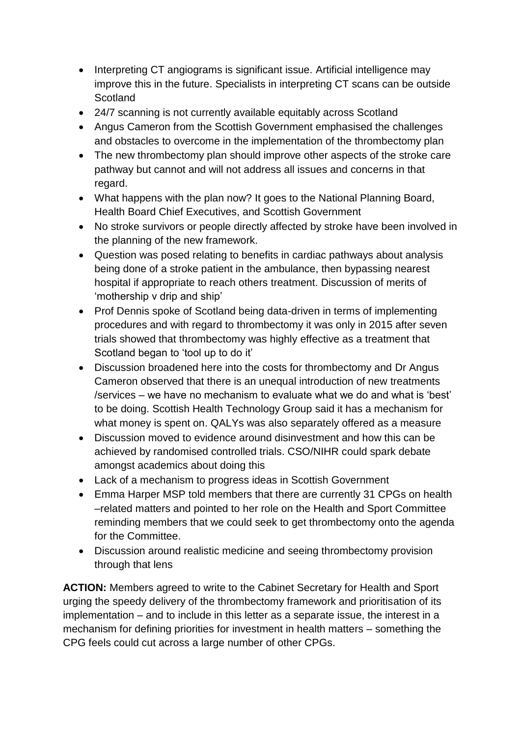- Interpreting CT angiograms is significant issue. Artificial intelligence may improve this in the future. Specialists in interpreting CT scans can be outside Scotland
- 24/7 scanning is not currently available equitably across Scotland
- Angus Cameron from the Scottish Government emphasised the challenges and obstacles to overcome in the implementation of the thrombectomy plan
- The new thrombectomy plan should improve other aspects of the stroke care pathway but cannot and will not address all issues and concerns in that regard.
- What happens with the plan now? It goes to the National Planning Board, Health Board Chief Executives, and Scottish Government
- No stroke survivors or people directly affected by stroke have been involved in the planning of the new framework.
- Question was posed relating to benefits in cardiac pathways about analysis being done of a stroke patient in the ambulance, then bypassing nearest hospital if appropriate to reach others treatment. Discussion of merits of 'mothership v drip and ship'
- Prof Dennis spoke of Scotland being data-driven in terms of implementing procedures and with regard to thrombectomy it was only in 2015 after seven trials showed that thrombectomy was highly effective as a treatment that Scotland began to 'tool up to do it'
- Discussion broadened here into the costs for thrombectomy and Dr Angus Cameron observed that there is an unequal introduction of new treatments /services – we have no mechanism to evaluate what we do and what is 'best' to be doing. Scottish Health Technology Group said it has a mechanism for what money is spent on. QALYs was also separately offered as a measure
- Discussion moved to evidence around disinvestment and how this can be achieved by randomised controlled trials. CSO/NIHR could spark debate amongst academics about doing this
- Lack of a mechanism to progress ideas in Scottish Government
- Emma Harper MSP told members that there are currently 31 CPGs on health –related matters and pointed to her role on the Health and Sport Committee reminding members that we could seek to get thrombectomy onto the agenda for the Committee.
- Discussion around realistic medicine and seeing thrombectomy provision through that lens

**ACTION:** Members agreed to write to the Cabinet Secretary for Health and Sport urging the speedy delivery of the thrombectomy framework and prioritisation of its implementation – and to include in this letter as a separate issue, the interest in a mechanism for defining priorities for investment in health matters – something the CPG feels could cut across a large number of other CPGs.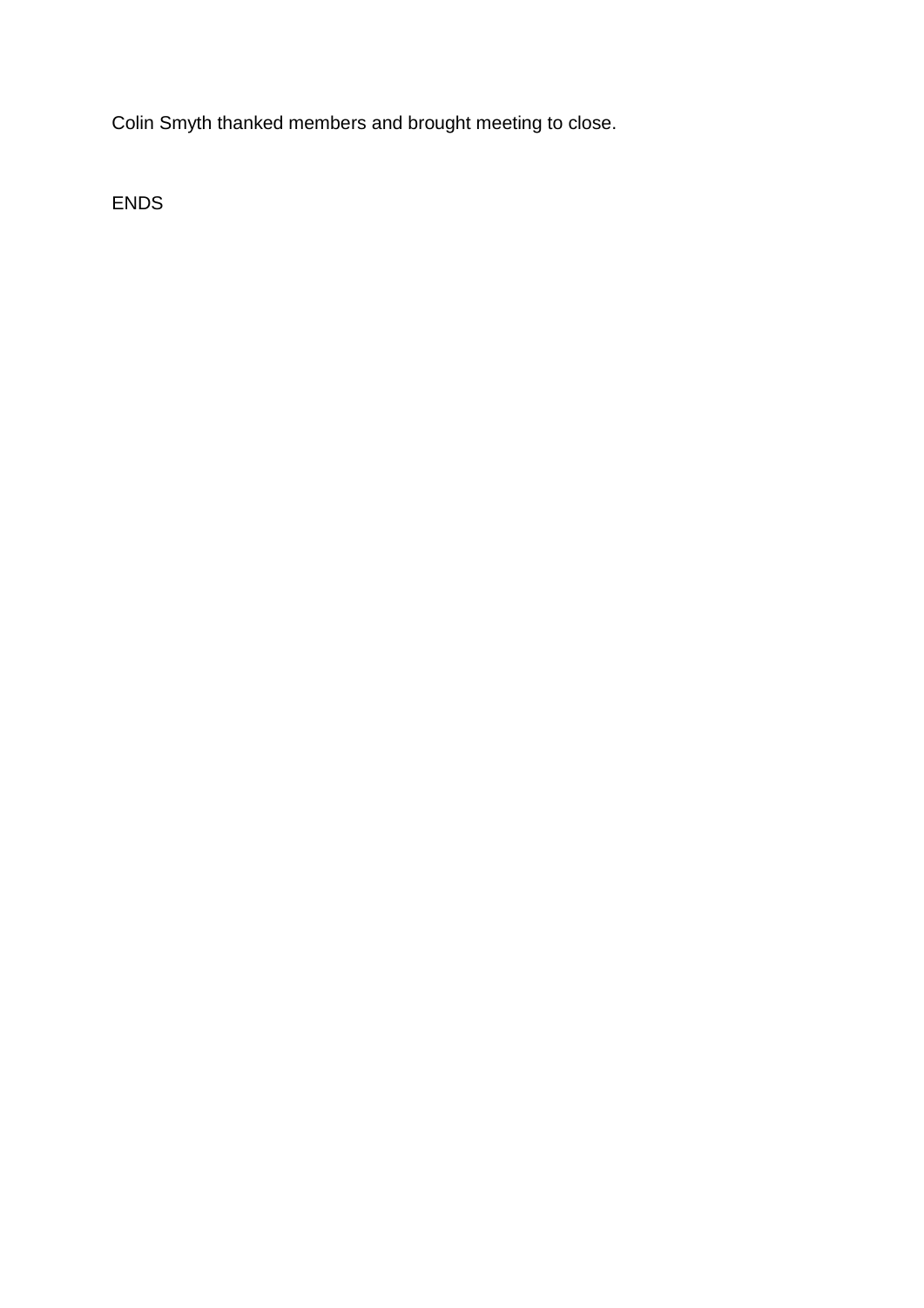Colin Smyth thanked members and brought meeting to close.

ENDS